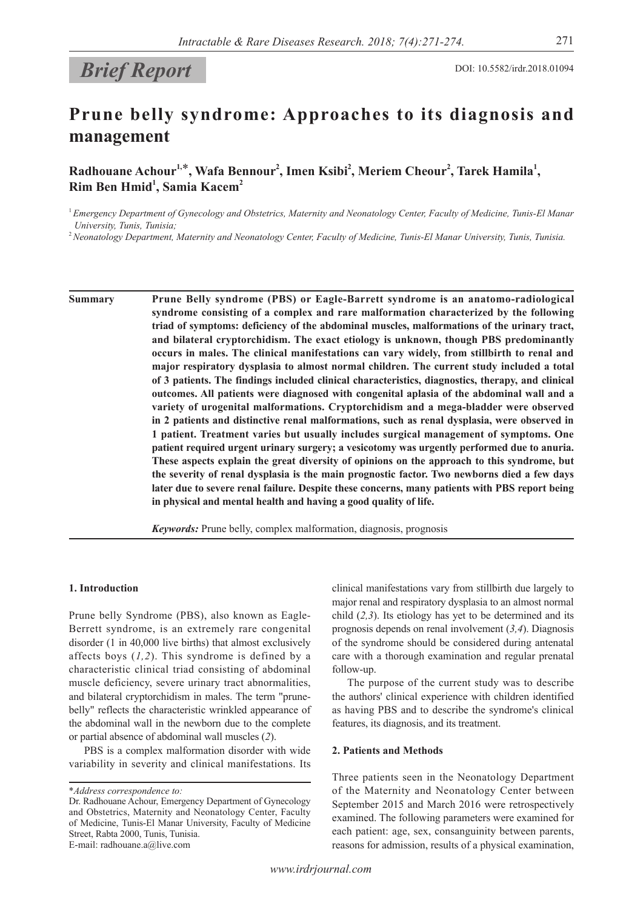*Brief Report*

DOI: 10.5582/irdr.2018.01094

# Prune belly syndrome: Approaches to its diagnosis and management

**Radhouane Achour[1,*], Wafa Bennour[2], Imen Ksibi[2], Meriem Cheour[2], Tarek Hamila[1], Rim Ben Hmid[1], Samia Kacem[2]**

[1] *Emergency Department of Gynecology and Obstetrics, Maternity and Neonatology Center, Faculty of Medicine, Tunis-El Manar University, Tunis, Tunisia;*

[2] *Neonatology Department, Maternity and Neonatology Center, Faculty of Medicine, Tunis-El Manar University, Tunis, Tunisia.*

**Summary** **Prune Belly syndrome (PBS) or Eagle-Barrett syndrome is an anatomo-radiological syndrome consisting of a complex and rare malformation characterized by the following triad of symptoms: deficiency of the abdominal muscles, malformations of the urinary tract, and bilateral cryptorchidism. The exact etiology is unknown, though PBS predominantly occurs in males. The clinical manifestations can vary widely, from stillbirth to renal and major respiratory dysplasia to almost normal children. The current study included a total of 3 patients. The findings included clinical characteristics, diagnostics, therapy, and clinical outcomes. All patients were diagnosed with congenital aplasia of the abdominal wall and a variety of urogenital malformations. Cryptorchidism and a mega-bladder were observed in 2 patients and distinctive renal malformations, such as renal dysplasia, were observed in 1 patient. Treatment varies but usually includes surgical management of symptoms. One patient required urgent urinary surgery; a vesicotomy was urgently performed due to anuria. These aspects explain the great diversity of opinions on the approach to this syndrome, but the severity of renal dysplasia is the main prognostic factor. Two newborns died a few days later due to severe renal failure. Despite these concerns, many patients with PBS report being in physical and mental health and having a good quality of life.**

*Keywords:* Prune belly, complex malformation, diagnosis, prognosis

## 1. Introduction

Prune belly Syndrome (PBS), also known as Eagle-Berrett syndrome, is an extremely rare congenital disorder (1 in 40,000 live births) that almost exclusively affects boys (*1,2*). This syndrome is defined by a characteristic clinical triad consisting of abdominal muscle deficiency, severe urinary tract abnormalities, and bilateral cryptorchidism in males. The term "prune-belly" reflects the characteristic wrinkled appearance of the abdominal wall in the newborn due to the complete or partial absence of abdominal wall muscles (*2*).

PBS is a complex malformation disorder with wide variability in severity and clinical manifestations. Its clinical manifestations vary from stillbirth due largely to major renal and respiratory dysplasia to an almost normal child (*2,3*). Its etiology has yet to be determined and its prognosis depends on renal involvement (*3,4*). Diagnosis of the syndrome should be considered during antenatal care with a thorough examination and regular prenatal follow-up.

The purpose of the current study was to describe the authors' clinical experience with children identified as having PBS and to describe the syndrome's clinical features, its diagnosis, and its treatment.

## 2. Patients and Methods

Three patients seen in the Neonatology Department of the Maternity and Neonatology Center between September 2015 and March 2016 were retrospectively examined. The following parameters were examined for each patient: age, sex, consanguinity between parents, reasons for admission, results of a physical examination,

*Address correspondence to:
Dr. Radhouane Achour, Emergency Department of Gynecology and Obstetrics, Maternity and Neonatology Center, Faculty of Medicine, Tunis-El Manar University, Faculty of Medicine Street, Rabta 2000, Tunis, Tunisia.
E-mail: radhouane.a@live.com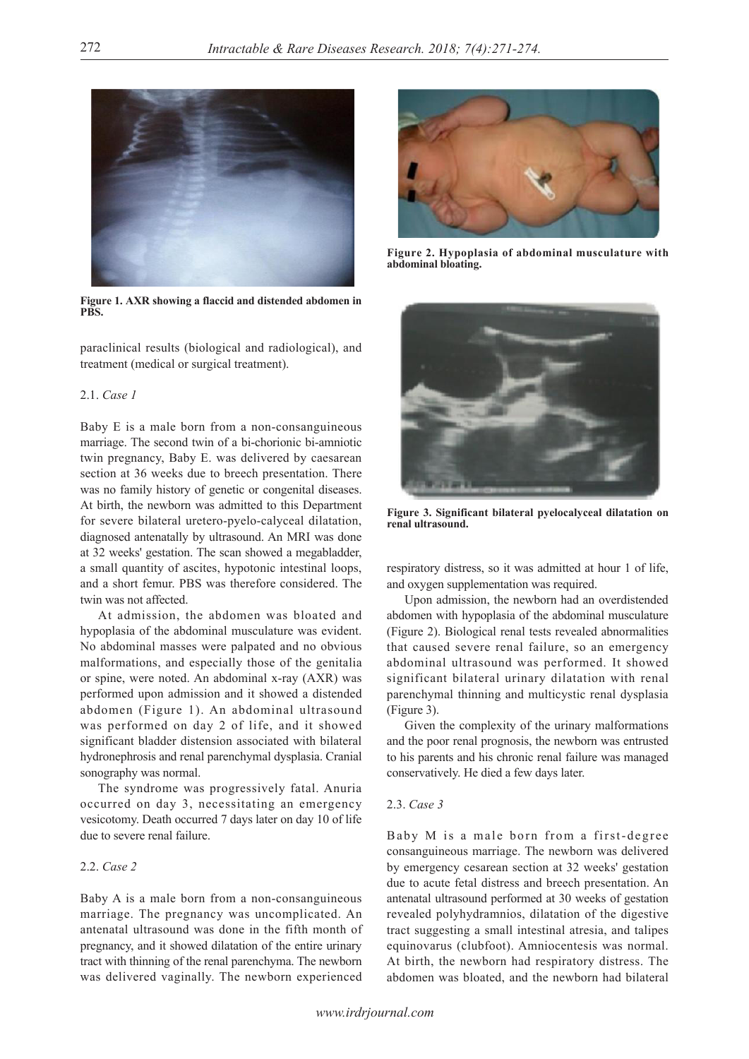Figure 1. AXR showing a flaccid and distended abdomen in PBS.

paraclinical results (biological and radiological), and treatment (medical or surgical treatment).

### 2.1. *Case 1*

Baby E is a male born from a non-consanguineous marriage. The second twin of a bi-chorionic bi-amniotic twin pregnancy, Baby E. was delivered by caesarean section at 36 weeks due to breech presentation. There was no family history of genetic or congenital diseases. At birth, the newborn was admitted to this Department for severe bilateral uretero-pyelo-calyceal dilatation, diagnosed antenatally by ultrasound. An MRI was done at 32 weeks' gestation. The scan showed a megabladder, a small quantity of ascites, hypotonic intestinal loops, and a short femur. PBS was therefore considered. The twin was not affected.

At admission, the abdomen was bloated and hypoplasia of the abdominal musculature was evident. No abdominal masses were palpated and no obvious malformations, and especially those of the genitalia or spine, were noted. An abdominal x-ray (AXR) was performed upon admission and it showed a distended abdomen (Figure 1). An abdominal ultrasound was performed on day 2 of life, and it showed significant bladder distension associated with bilateral hydronephrosis and renal parenchymal dysplasia. Cranial sonography was normal.

The syndrome was progressively fatal. Anuria occurred on day 3, necessitating an emergency vesicotomy. Death occurred 7 days later on day 10 of life due to severe renal failure.

### 2.2. *Case 2*

Baby A is a male born from a non-consanguineous marriage. The pregnancy was uncomplicated. An antenatal ultrasound was done in the fifth month of pregnancy, and it showed dilatation of the entire urinary tract with thinning of the renal parenchyma. The newborn was delivered vaginally. The newborn experienced respiratory distress, so it was admitted at hour 1 of life, and oxygen supplementation was required.

Figure 2. Hypoplasia of abdominal musculature with abdominal bloating.

Figure 3. Significant bilateral pyelocalyceal dilatation on renal ultrasound.

Upon admission, the newborn had an overdistended abdomen with hypoplasia of the abdominal musculature (Figure 2). Biological renal tests revealed abnormalities that caused severe renal failure, so an emergency abdominal ultrasound was performed. It showed significant bilateral urinary dilatation with renal parenchymal thinning and multicystic renal dysplasia (Figure 3).

Given the complexity of the urinary malformations and the poor renal prognosis, the newborn was entrusted to his parents and his chronic renal failure was managed conservatively. He died a few days later.

### 2.3. *Case 3*

Baby M is a male born from a first-degree consanguineous marriage. The newborn was delivered by emergency cesarean section at 32 weeks' gestation due to acute fetal distress and breech presentation. An antenatal ultrasound performed at 30 weeks of gestation revealed polyhydramnios, dilatation of the digestive tract suggesting a small intestinal atresia, and talipes equinovarus (clubfoot). Amniocentesis was normal. At birth, the newborn had respiratory distress. The abdomen was bloated, and the newborn had bilateral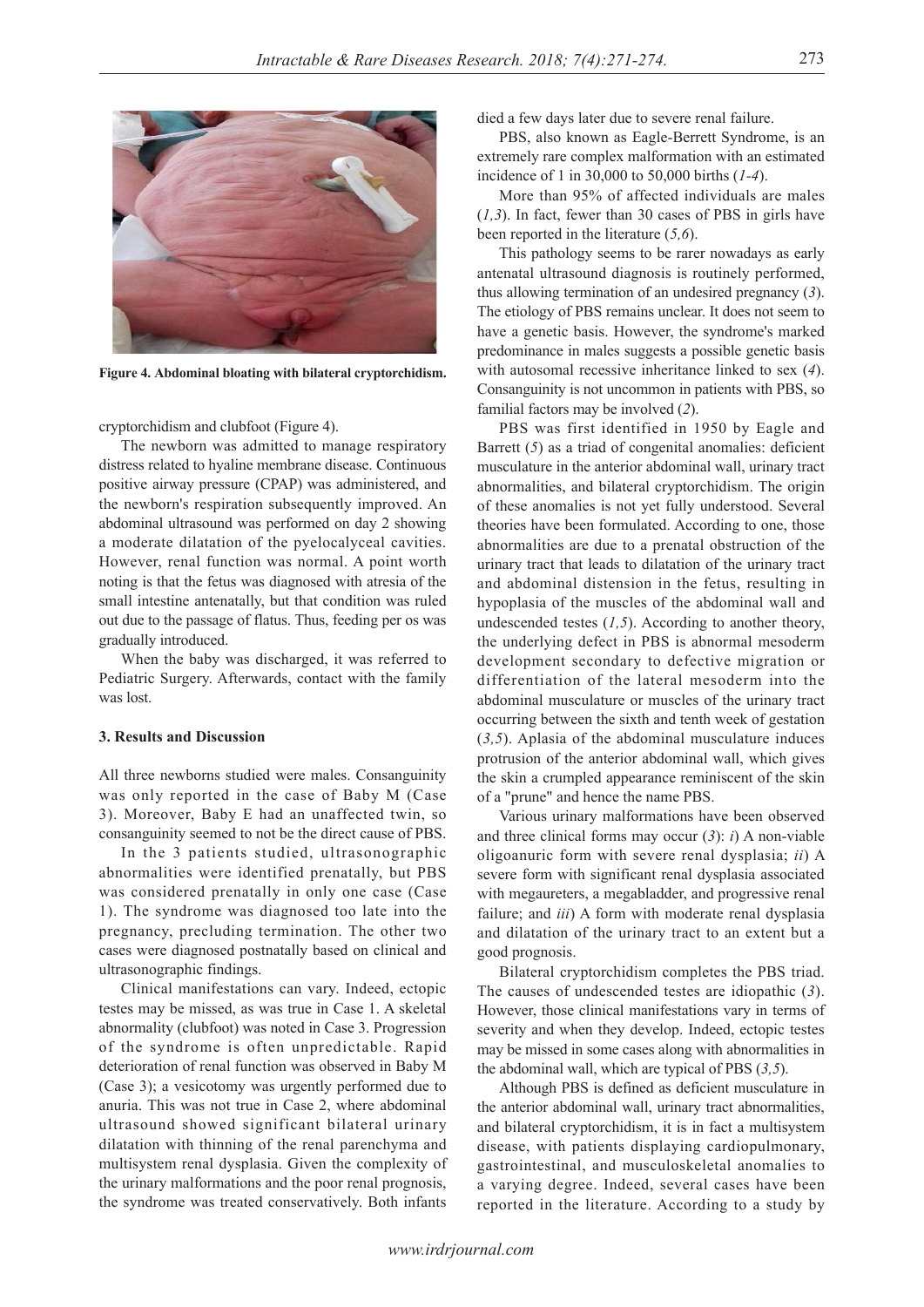Figure 4. Abdominal bloating with bilateral cryptorchidism.

cryptorchidism and clubfoot (Figure 4).

The newborn was admitted to manage respiratory distress related to hyaline membrane disease. Continuous positive airway pressure (CPAP) was administered, and the newborn's respiration subsequently improved. An abdominal ultrasound was performed on day 2 showing a moderate dilatation of the pyelocalyceal cavities. However, renal function was normal. A point worth noting is that the fetus was diagnosed with atresia of the small intestine antenatally, but that condition was ruled out due to the passage of flatus. Thus, feeding per os was gradually introduced.

When the baby was discharged, it was referred to Pediatric Surgery. Afterwards, contact with the family was lost.

### 3. Results and Discussion

All three newborns studied were males. Consanguinity was only reported in the case of Baby M (Case 3). Moreover, Baby E had an unaffected twin, so consanguinity seemed to not be the direct cause of PBS.

In the 3 patients studied, ultrasonographic abnormalities were identified prenatally, but PBS was considered prenatally in only one case (Case 1). The syndrome was diagnosed too late into the pregnancy, precluding termination. The other two cases were diagnosed postnatally based on clinical and ultrasonographic findings.

Clinical manifestations can vary. Indeed, ectopic testes may be missed, as was true in Case 1. A skeletal abnormality (clubfoot) was noted in Case 3. Progression of the syndrome is often unpredictable. Rapid deterioration of renal function was observed in Baby M (Case 3); a vesicotomy was urgently performed due to anuria. This was not true in Case 2, where abdominal ultrasound showed significant bilateral urinary dilatation with thinning of the renal parenchyma and multisystem renal dysplasia. Given the complexity of the urinary malformations and the poor renal prognosis, the syndrome was treated conservatively. Both infants died a few days later due to severe renal failure.

PBS, also known as Eagle-Berrett Syndrome, is an extremely rare complex malformation with an estimated incidence of 1 in 30,000 to 50,000 births (*1-4*).

More than 95% of affected individuals are males (*1,3*). In fact, fewer than 30 cases of PBS in girls have been reported in the literature (*5,6*).

This pathology seems to be rarer nowadays as early antenatal ultrasound diagnosis is routinely performed, thus allowing termination of an undesired pregnancy (*3*). The etiology of PBS remains unclear. It does not seem to have a genetic basis. However, the syndrome's marked predominance in males suggests a possible genetic basis with autosomal recessive inheritance linked to sex (*4*). Consanguinity is not uncommon in patients with PBS, so familial factors may be involved (*2*).

PBS was first identified in 1950 by Eagle and Barrett (*5*) as a triad of congenital anomalies: deficient musculature in the anterior abdominal wall, urinary tract abnormalities, and bilateral cryptorchidism. The origin of these anomalies is not yet fully understood. Several theories have been formulated. According to one, those abnormalities are due to a prenatal obstruction of the urinary tract that leads to dilatation of the urinary tract and abdominal distension in the fetus, resulting in hypoplasia of the muscles of the abdominal wall and undescended testes (*1,5*). According to another theory, the underlying defect in PBS is abnormal mesoderm development secondary to defective migration or differentiation of the lateral mesoderm into the abdominal musculature or muscles of the urinary tract occurring between the sixth and tenth week of gestation (*3,5*). Aplasia of the abdominal musculature induces protrusion of the anterior abdominal wall, which gives the skin a crumpled appearance reminiscent of the skin of a "prune" and hence the name PBS.

Various urinary malformations have been observed and three clinical forms may occur (*3*): *i*) A non-viable oligoanuric form with severe renal dysplasia; *ii*) A severe form with significant renal dysplasia associated with megaureters, a megabladder, and progressive renal failure; and *iii*) A form with moderate renal dysplasia and dilatation of the urinary tract to an extent but a good prognosis.

Bilateral cryptorchidism completes the PBS triad. The causes of undescended testes are idiopathic (*3*). However, those clinical manifestations vary in terms of severity and when they develop. Indeed, ectopic testes may be missed in some cases along with abnormalities in the abdominal wall, which are typical of PBS (*3,5*).

Although PBS is defined as deficient musculature in the anterior abdominal wall, urinary tract abnormalities, and bilateral cryptorchidism, it is in fact a multisystem disease, with patients displaying cardiopulmonary, gastrointestinal, and musculoskeletal anomalies to a varying degree. Indeed, several cases have been reported in the literature. According to a study by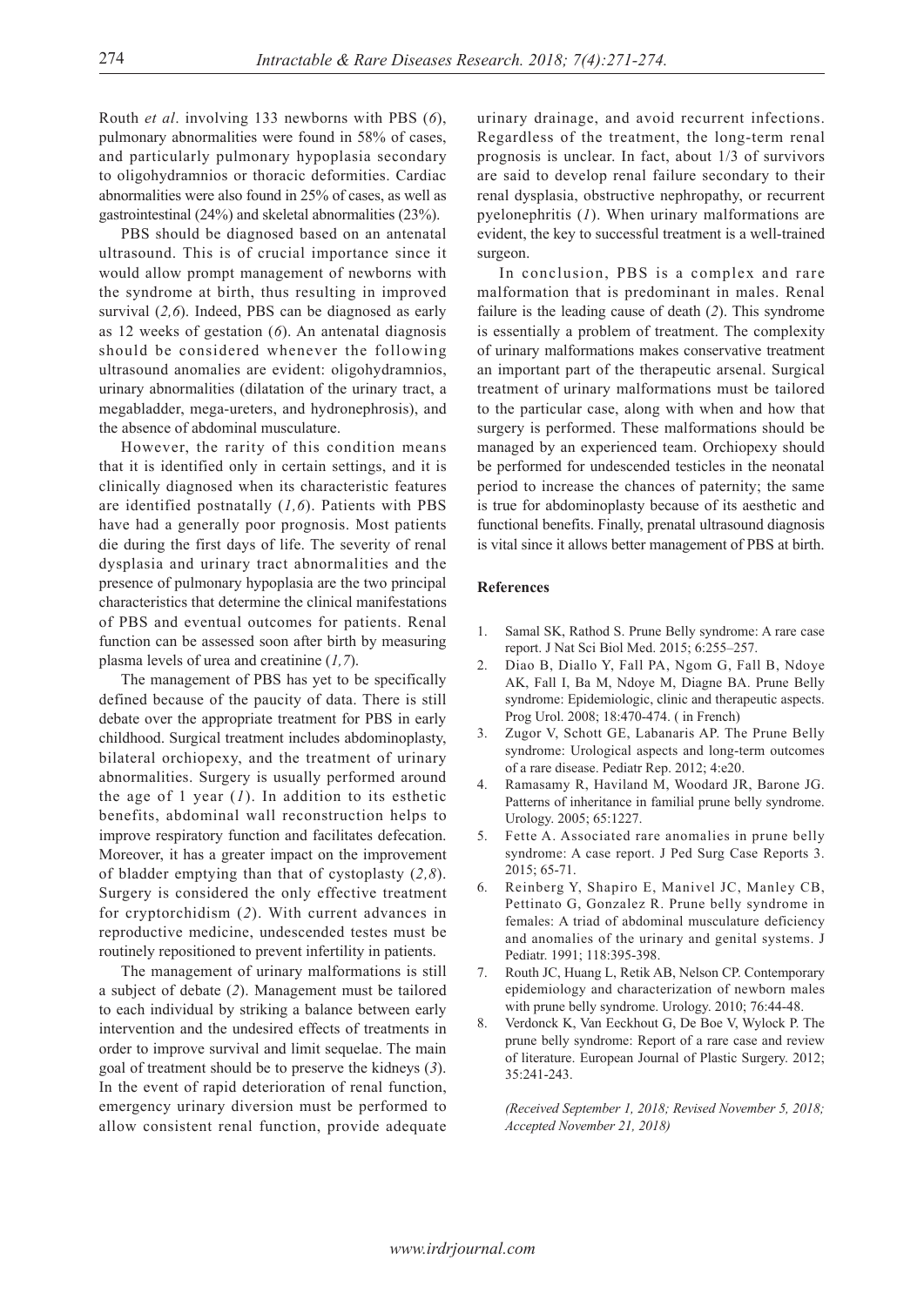Routh *et al*. involving 133 newborns with PBS (*6*), pulmonary abnormalities were found in 58% of cases, and particularly pulmonary hypoplasia secondary to oligohydramnios or thoracic deformities. Cardiac abnormalities were also found in 25% of cases, as well as gastrointestinal (24%) and skeletal abnormalities (23%).

PBS should be diagnosed based on an antenatal ultrasound. This is of crucial importance since it would allow prompt management of newborns with the syndrome at birth, thus resulting in improved survival (*2,6*). Indeed, PBS can be diagnosed as early as 12 weeks of gestation (*6*). An antenatal diagnosis should be considered whenever the following ultrasound anomalies are evident: oligohydramnios, urinary abnormalities (dilatation of the urinary tract, a megabladder, mega-ureters, and hydronephrosis), and the absence of abdominal musculature.

However, the rarity of this condition means that it is identified only in certain settings, and it is clinically diagnosed when its characteristic features are identified postnatally (*1,6*). Patients with PBS have had a generally poor prognosis. Most patients die during the first days of life. The severity of renal dysplasia and urinary tract abnormalities and the presence of pulmonary hypoplasia are the two principal characteristics that determine the clinical manifestations of PBS and eventual outcomes for patients. Renal function can be assessed soon after birth by measuring plasma levels of urea and creatinine (*1,7*).

The management of PBS has yet to be specifically defined because of the paucity of data. There is still debate over the appropriate treatment for PBS in early childhood. Surgical treatment includes abdominoplasty, bilateral orchiopexy, and the treatment of urinary abnormalities. Surgery is usually performed around the age of 1 year (*1*). In addition to its esthetic benefits, abdominal wall reconstruction helps to improve respiratory function and facilitates defecation. Moreover, it has a greater impact on the improvement of bladder emptying than that of cystoplasty (*2,8*). Surgery is considered the only effective treatment for cryptorchidism (*2*). With current advances in reproductive medicine, undescended testes must be routinely repositioned to prevent infertility in patients.

The management of urinary malformations is still a subject of debate (*2*). Management must be tailored to each individual by striking a balance between early intervention and the undesired effects of treatments in order to improve survival and limit sequelae. The main goal of treatment should be to preserve the kidneys (*3*). In the event of rapid deterioration of renal function, emergency urinary diversion must be performed to allow consistent renal function, provide adequate urinary drainage, and avoid recurrent infections. Regardless of the treatment, the long-term renal prognosis is unclear. In fact, about 1/3 of survivors are said to develop renal failure secondary to their renal dysplasia, obstructive nephropathy, or recurrent pyelonephritis (*1*). When urinary malformations are evident, the key to successful treatment is a well-trained surgeon.

In conclusion, PBS is a complex and rare malformation that is predominant in males. Renal failure is the leading cause of death (*2*). This syndrome is essentially a problem of treatment. The complexity of urinary malformations makes conservative treatment an important part of the therapeutic arsenal. Surgical treatment of urinary malformations must be tailored to the particular case, along with when and how that surgery is performed. These malformations should be managed by an experienced team. Orchiopexy should be performed for undescended testicles in the neonatal period to increase the chances of paternity; the same is true for abdominoplasty because of its aesthetic and functional benefits. Finally, prenatal ultrasound diagnosis is vital since it allows better management of PBS at birth.

## References

1. Samal SK, Rathod S. Prune Belly syndrome: A rare case report. J Nat Sci Biol Med. 2015; 6:255–257.
2. Diao B, Diallo Y, Fall PA, Ngom G, Fall B, Ndoye AK, Fall I, Ba M, Ndoye M, Diagne BA. Prune Belly syndrome: Epidemiologic, clinic and therapeutic aspects. Prog Urol. 2008; 18:470-474. ( in French)
3. Zugor V, Schott GE, Labanaris AP. The Prune Belly syndrome: Urological aspects and long-term outcomes of a rare disease. Pediatr Rep. 2012; 4:e20.
4. Ramasamy R, Haviland M, Woodard JR, Barone JG. Patterns of inheritance in familial prune belly syndrome. Urology. 2005; 65:1227.
5. Fette A. Associated rare anomalies in prune belly syndrome: A case report. J Ped Surg Case Reports 3. 2015; 65-71.
6. Reinberg Y, Shapiro E, Manivel JC, Manley CB, Pettinato G, Gonzalez R. Prune belly syndrome in females: A triad of abdominal musculature deficiency and anomalies of the urinary and genital systems. J Pediatr. 1991; 118:395-398.
7. Routh JC, Huang L, Retik AB, Nelson CP. Contemporary epidemiology and characterization of newborn males with prune belly syndrome. Urology. 2010; 76:44-48.
8. Verdonck K, Van Eeckhout G, De Boe V, Wylock P. The prune belly syndrome: Report of a rare case and review of literature. European Journal of Plastic Surgery. 2012; 35:241-243.

*(Received September 1, 2018; Revised November 5, 2018; Accepted November 21, 2018)*